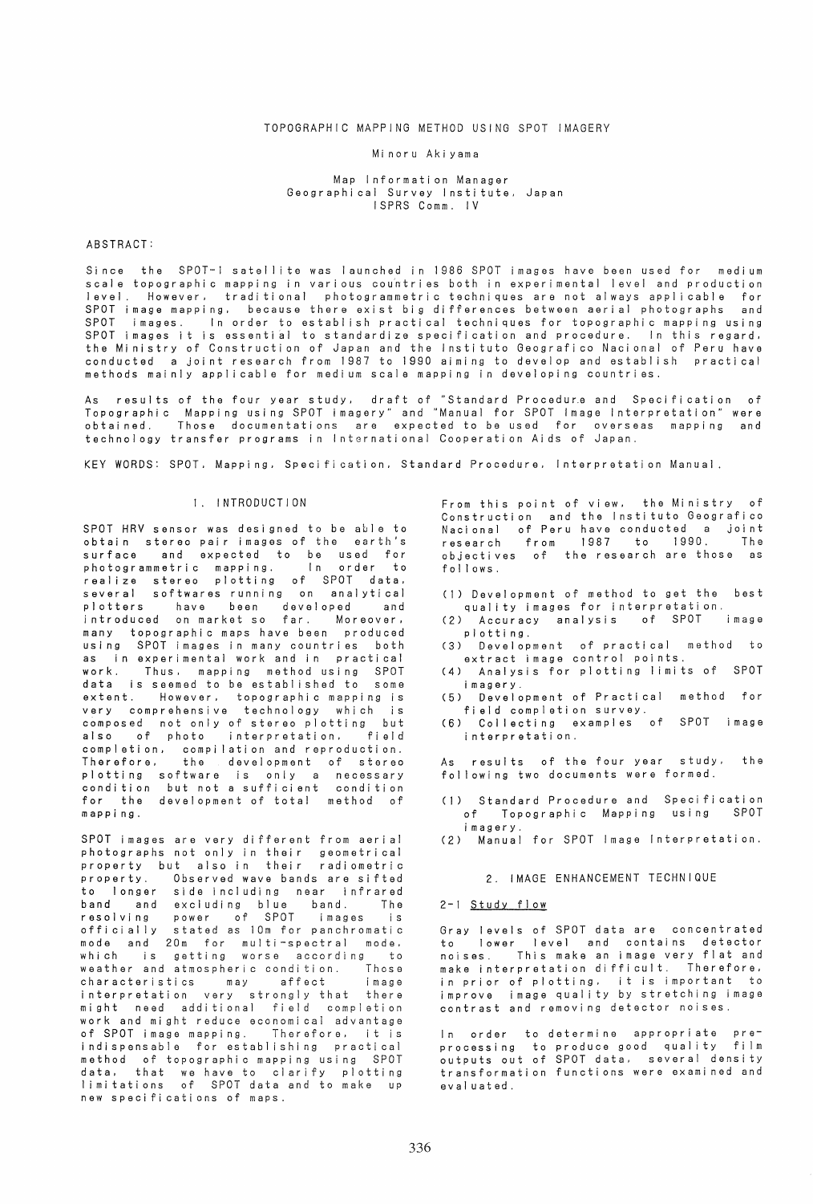# TOPOGRAPHIC MAPPING METHOD USING SPOT IMAGERY

Minoru Akiyama

Map Information Manager
Geographical Survey Institute, Japan
ISPRS Comm. IV

ABSTRACT:

Since the SPOT-1 satellite was launched in 1986 SPOT images have been used for medium scale topographic mapping in various countries both in experimental level and production level. However, traditional photogrammetric techniques are not always applicable for SPOT image mapping, because there exist big differences between aerial photographs and SPOT images. In order to establish practical techniques for topographic mapping using SPOT images it is essential to standardize specification and procedure. In this regard, the Ministry of Construction of Japan and the Instituto Geografico Nacional of Peru have conducted a joint research from 1987 to 1990 aiming to develop and establish practical methods mainly applicable for medium scale mapping in developing countries.

As results of the four year study, draft of "Standard Procedure and Specification of Topographic Mapping using SPOT imagery" and "Manual for SPOT Image Interpretation" were obtained. Those documentations are expected to be used for overseas mapping and technology transfer programs in International Cooperation Aids of Japan.

KEY WORDS: SPOT, Mapping, Specification, Standard Procedure, Interpretation Manual.

## 1. INTRODUCTION

SPOT HRV sensor was designed to be able to obtain stereo pair images of the earth's surface and expected to be used for photogrammetric mapping. In order to realize stereo plotting of SPOT data, several softwares running on analytical plotters have been developed and introduced on market so far. Moreover, many topographic maps have been produced using SPOT images in many countries both as in experimental work and in practical work. Thus, mapping method using SPOT data is seemed to be established to some extent. However, topographic mapping is very comprehensive technology which is composed not only of stereo plotting but also of photo interpretation, field completion, compilation and reproduction. Therefore, the development of stereo plotting software is only a necessary condition but not a sufficient condition for the development of total method of mapping.

SPOT images are very different from aerial photographs not only in their geometrical property but also in their radiometric property. Observed wave bands are sifted to longer side including near infrared band and excluding blue band. The resolving power of SPOT images is officially stated as 10m for panchromatic mode and 20m for multi-spectral mode, which is getting worse according to weather and atmospheric condition. Those characteristics may affect image interpretation very strongly that there might need additional field completion work and might reduce economical advantage of SPOT image mapping. Therefore, it is indispensable for establishing practical method of topographic mapping using SPOT data, that we have to clarify plotting limitations of SPOT data and to make up new specifications of maps.

From this point of view, the Ministry of Construction and the Instituto Geografico Nacional of Peru have conducted a joint research from 1987 to 1990. The objectives of the research are those as follows.

(1) Development of method to get the best quality images for interpretation.
(2) Accuracy analysis of SPOT image plotting.
(3) Development of practical method to extract image control points.
(4) Analysis for plotting limits of SPOT imagery.
(5) Development of Practical method for field completion survey.
(6) Collecting examples of SPOT image interpretation.

As results of the four year study, the following two documents were formed.

(1) Standard Procedure and Specification of Topographic Mapping using SPOT imagery.
(2) Manual for SPOT Image Interpretation.

## 2. IMAGE ENHANCEMENT TECHNIQUE

### 2-1 Study flow

Gray levels of SPOT data are concentrated to lower level and contains detector noises. This make an image very flat and make interpretation difficult. Therefore, in prior of plotting, it is important to improve image quality by stretching image contrast and removing detector noises.

In order to determine appropriate pre-processing to produce good quality film outputs out of SPOT data, several density transformation functions were examined and evaluated.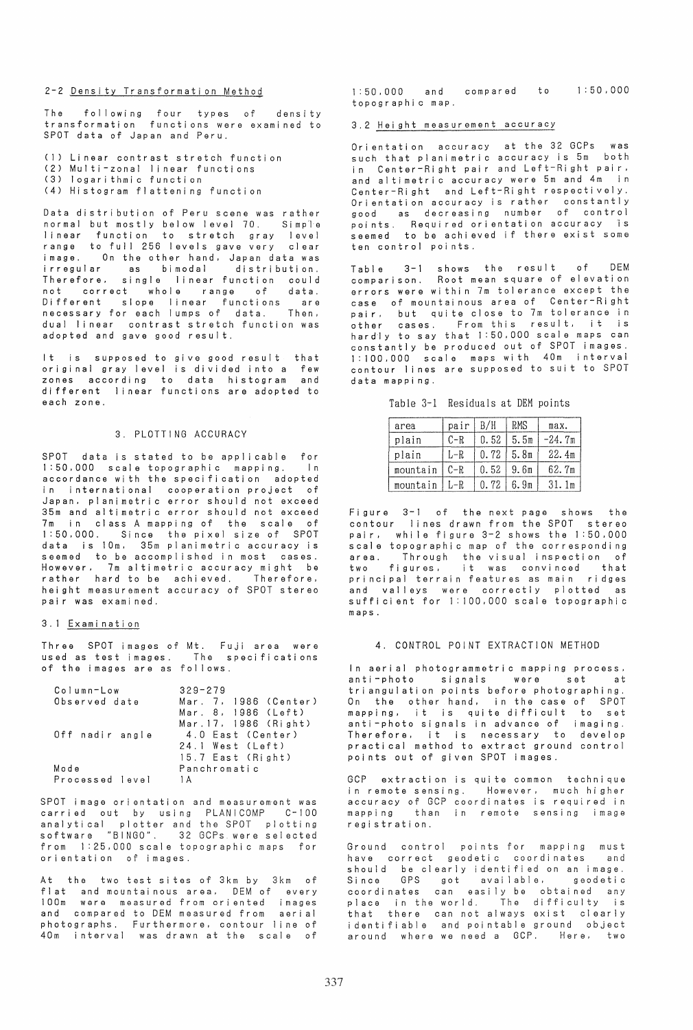## 2-2 Density Transformation Method

The following four types of density transformation functions were examined to SPOT data of Japan and Peru.

(1) Linear contrast stretch function
(2) Multi-zonal linear functions
(3) logarithmic function
(4) Histogram flattening function

Data distribution of Peru scene was rather normal but mostly below level 70. Simple linear function to stretch gray level range to full 256 levels gave very clear image. On the other hand, Japan data was irregular as bimodal distribution. Therefore, single linear function could not correct whole range of data. Different slope linear functions are necessary for each lumps of data. Then, dual linear contrast stretch function was adopted and gave good result.

It is supposed to give good result that original gray level is divided into a few zones according to data histogram and different linear functions are adopted to each zone.

## 3. PLOTTING ACCURACY

SPOT data is stated to be applicable for 1:50,000 scale topographic mapping. In accordance with the specification adopted in international cooperation project of Japan, planimetric error should not exceed 35m and altimetric error should not exceed 7m in class A mapping of the scale of 1:50,000. Since the pixel size of SPOT data is 10m, 35m planimetric accuracy is seemed to be accomplished in most cases. However, 7m altimetric accuracy might be rather hard to be achieved. Therefore, height measurement accuracy of SPOT stereo pair was examined.

### 3.1 Examination

Three SPOT images of Mt. Fuji area were used as test images. The specifications of the images are as follows.

| | |
|---|---|
| Column-Low | 329-279 |
| Observed date | Mar. 7, 1986 (Center) |
| | Mar. 8, 1986 (Left) |
| | Mar.17, 1986 (Right) |
| Off nadir angle | 4.0 East (Center) |
| | 24.1 West (Left) |
| | 15.7 East (Right) |
| Mode | Panchromatic |
| Processed level | 1A |

SPOT image orientation and measurement was carried out by using PLANICOMP C-100 analytical plotter and the SPOT plotting software "BINGO". 32 GCPs were selected from 1:25,000 scale topographic maps for orientation of images.

At the two test sites of 3km by 3km of flat and mountainous area, DEM of every 100m were measured from oriented images and compared to DEM measured from aerial photographs. Furthermore, contour line of 40m interval was drawn at the scale of 1:50,000 and compared to 1:50,000 topographic map.

### 3.2 Height measurement accuracy

Orientation accuracy at the 32 GCPs was such that planimetric accuracy is 5m both in Center-Right pair and Left-Right pair, and altimetric accuracy were 5m and 4m in Center-Right and Left-Right respectively. Orientation accuracy is rather constantly good as decreasing number of control points. Required orientation accuracy is seemed to be achieved if there exist some ten control points.

Table 3-1 shows the result of DEM comparison. Root mean square of elevation errors were within 7m tolerance except the case of mountainous area of Center-Right pair, but quite close to 7m tolerance in other cases. From this result, it is hardly to say that 1:50,000 scale maps can constantly be produced out of SPOT images. 1:100,000 scale maps with 40m interval contour lines are supposed to suit to SPOT data mapping.

Table 3-1 Residuals at DEM points

| area | pair | B/H | RMS | max. |
|---|---|---|---|---|
| plain | C-R | 0.52 | 5.5m | -24.7m |
| plain | L-R | 0.72 | 5.8m | 22.4m |
| mountain | C-R | 0.52 | 9.6m | 62.7m |
| mountain | L-R | 0.72 | 6.9m | 31.1m |

Figure 3-1 of the next page shows the contour lines drawn from the SPOT stereo pair, while figure 3-2 shows the 1:50,000 scale topographic map of the corresponding area. Through the visual inspection of two figures, it was convinced that principal terrain features as main ridges and valleys were correctly plotted as sufficient for 1:100,000 scale topographic maps.

## 4. CONTROL POINT EXTRACTION METHOD

In aerial photogrammetric mapping process, anti-photo signals were set at triangulation points before photographing. On the other hand, in the case of SPOT mapping, it is quite difficult to set anti-photo signals in advance of imaging. Therefore, it is necessary to develop practical method to extract ground control points out of given SPOT images.

GCP extraction is quite common technique in remote sensing. However, much higher accuracy of GCP coordinates is required in mapping than in remote sensing image registration.

Ground control points for mapping must have correct geodetic coordinates and should be clearly identified on an image. Since GPS got available, geodetic coordinates can easily be obtained any place in the world. The difficulty is that there can not always exist clearly identifiable and pointable ground object around where we need a GCP. Here, two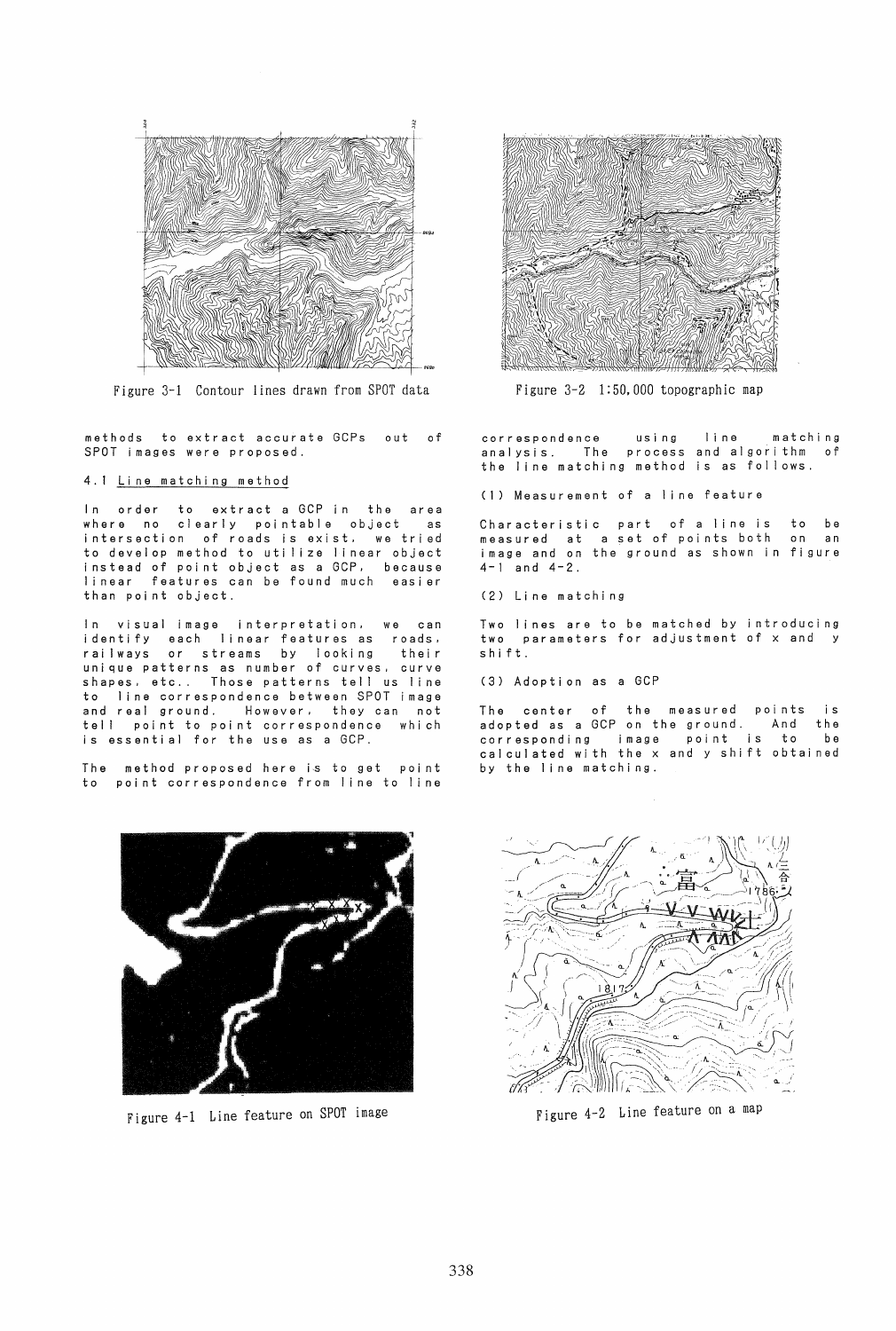Figure 3-1 Contour lines drawn from SPOT data

Figure 3-2 1:50,000 topographic map

methods to extract accurate GCPs out of SPOT images were proposed.

## 4.1 Line matching method

In order to extract a GCP in the area where no clearly pointable object as intersection of roads is exist, we tried to develop method to utilize linear object instead of point object as a GCP, because linear features can be found much easier than point object.

In visual image interpretation, we can identify each linear features as roads, railways or streams by looking their unique patterns as number of curves, curve shapes, etc.. Those patterns tell us line to line correspondence between SPOT image and real ground. However, they can not tell point to point correspondence which is essential for the use as a GCP.

The method proposed here is to get point to point correspondence from line to line correspondence using line matching analysis. The process and algorithm of the line matching method is as follows.

(1) Measurement of a line feature

Characteristic part of a line is to be measured at a set of points both on an image and on the ground as shown in figure 4-1 and 4-2.

(2) Line matching

Two lines are to be matched by introducing two parameters for adjustment of x and y shift.

(3) Adoption as a GCP

The center of the measured points is adopted as a GCP on the ground. And the corresponding image point is to be calculated with the x and y shift obtained by the line matching.

Figure 4-1 Line feature on SPOT image

Figure 4-2 Line feature on a map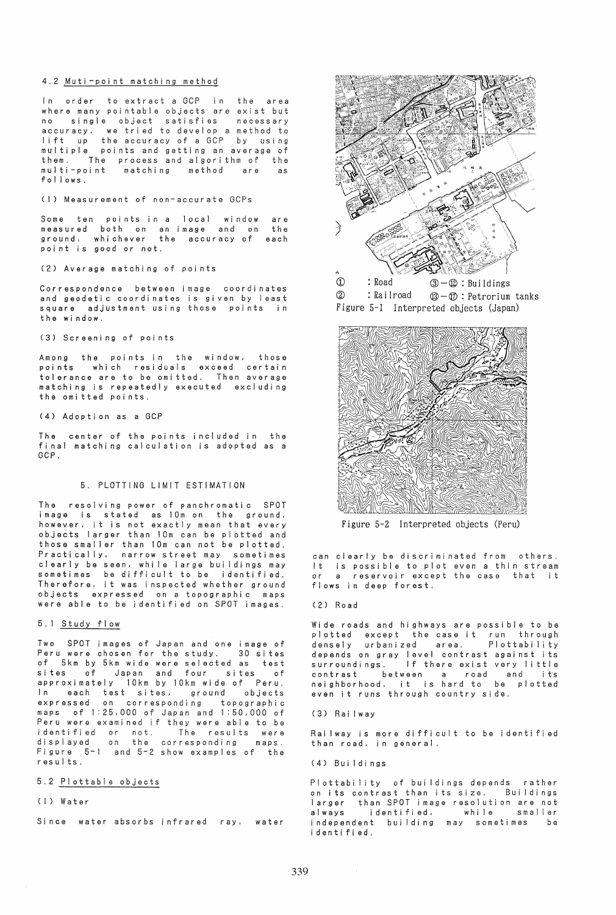### 4.2 Muti-point matching method

In order to extract a GCP in the area where many pointable objects are exist but no single object satisfies necessary accuracy, we tried to develop a method to lift up the accuracy of a GCP by using multiple points and getting an average of them. The process and algorithm of the multi-point matching method are as follows.

(1) Measurement of non-accurate GCPs

Some ten points in a local window are measured both on an image and on the ground, whichever the accuracy of each point is good or not.

(2) Average matching of points

Correspondence between image coordinates and geodetic coordinates is given by least square adjustment using those points in the window.

(3) Screening of points

Among the points in the window, those points which residuals exceed certain tolerance are to be omitted. Then average matching is repeatedly executed excluding the omitted points.

(4) Adoption as a GCP

The center of the points included in the final matching calculation is adopted as a GCP.

## 5. PLOTTING LIMIT ESTIMATION

The resolving power of panchromatic SPOT image is stated as 10m on the ground, however, it is not exactly mean that every objects larger than 10m can be plotted and those smaller than 10m can not be plotted. Practically, narrow street may sometimes clearly be seen, while large buildings may sometimes be difficult to be identified. Therefore, it was inspected whether ground objects expressed on a topographic maps were able to be identified on SPOT images.

### 5.1 Study flow

Two SPOT images of Japan and one image of Peru were chosen for the study. 30 sites of 5km by 5km wide were selected as test sites of Japan and four sites of approximately 10km by 10km wide of Peru. In each test sites, ground objects expressed on corresponding topographic maps of 1:25,000 of Japan and 1:50,000 of Peru were examined if they were able to be identified or not. The results were displayed on the corresponding maps. Figure 5-1 and 5-2 show examples of the results.

### 5.2 Plottable objects

(1) Water

Since water absorbs infrared ray, water can clearly be discriminated from others. It is possible to plot even a thin stream or a reservoir except the case that it flows in deep forest.

(2) Road

Wide roads and highways are possible to be plotted except the case it run through densely urbanized area. Plottability depends on gray level contrast against its surroundings. If there exist very little contrast between a road and it's neighborhood, it is hard to be plotted even it runs through country side.

(3) Railway

Railway is more difficult to be identified than road, in general.

(4) Buildings

Plottability of buildings depends rather on its contrast than its size. Buildings larger than SPOT image resolution are not always identified, while smaller independent building may sometimes be identified.

① : Road ③－⑫ : Buildings
② : Railroad ⑬－⑰ : Petrorium tanks

Figure 5-1 Interpreted objects (Japan)

Figure 5-2 Interpreted objects (Peru)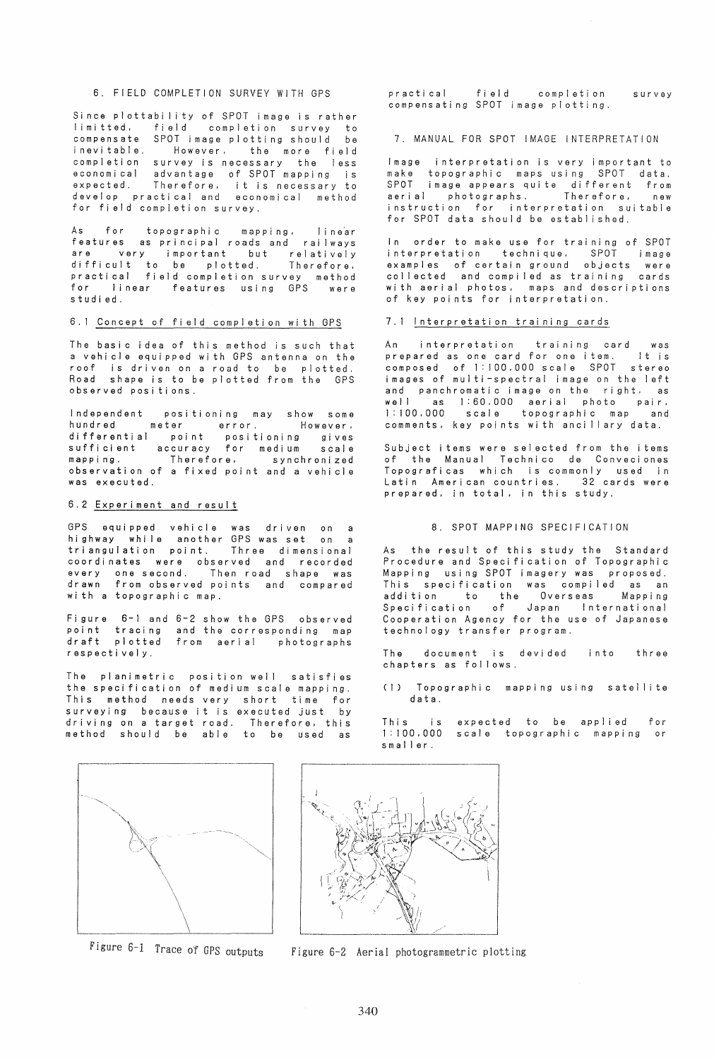## 6. FIELD COMPLETION SURVEY WITH GPS

Since plottability of SPOT image is rather limited, field completion survey to compensate SPOT image plotting should be inevitable. However, the more field completion survey is necessary the less economical advantage of SPOT mapping is expected. Therefore, it is necessary to develop practical and economical method for field completion survey.

As for topographic mapping, linear features as principal roads and railways are very important but relatively difficult to be plotted. Therefore, practical field completion survey method for linear features using GPS were studied.

### 6.1 Concept of field completion with GPS

The basic idea of this method is such that a vehicle equipped with GPS antenna on the roof is driven on a road to be plotted. Road shape is to be plotted from the GPS observed positions.

Independent positioning may show some hundred meter error. However, differential point positioning gives sufficient accuracy for medium scale mapping. Therefore, synchronized observation of a fixed point and a vehicle was executed.

### 6.2 Experiment and result

GPS equipped vehicle was driven on a highway while another GPS was set on a triangulation point. Three dimensional coordinates were observed and recorded every one second. Then road shape was drawn from observed points and compared with a topographic map.

Figure 6-1 and 6-2 show the GPS observed point tracing and the corresponding map draft plotted from aerial photographs respectively.

The planimetric position well satisfies the specification of medium scale mapping. This method needs very short time for surveying because it is executed just by driving on a target road. Therefore, this method should be able to be used as practical field completion survey compensating SPOT image plotting.

Figure 6-1 Trace of GPS outputs

Figure 6-2 Aerial photogrammetric plotting

## 7. MANUAL FOR SPOT IMAGE INTERPRETATION

Image interpretation is very important to make topographic maps using SPOT data. SPOT image appears quite different from aerial photographs. Therefore, new instruction for interpretation suitable for SPOT data should be established.

In order to make use for training of SPOT interpretation technique, SPOT image examples of certain ground objects were collected and compiled as training cards with aerial photos, maps and descriptions of key points for interpretation.

### 7.1 Interpretation training cards

An interpretation training card was prepared as one card for one item. It is composed of 1:100,000 scale SPOT stereo images of multi-spectral image on the left and panchromatic image on the right, as well as 1:60,000 aerial photo pair, 1:100,000 scale topographic map and comments, key points with ancillary data.

Subject items were selected from the items of the Manual Technico de Conveciones Topograficas which is commonly used in Latin American countries. 32 cards were prepared, in total, in this study.

## 8. SPOT MAPPING SPECIFICATION

As the result of this study the Standard Procedure and Specification of Topographic Mapping using SPOT imagery was proposed. This specification was compiled as an addition to the Overseas Mapping Specification of Japan International Cooperation Agency for the use of Japanese technology transfer program.

The document is devided into three chapters as follows.

(1) Topographic mapping using satellite data.

This is expected to be applied for 1:100,000 scale topographic mapping or smaller.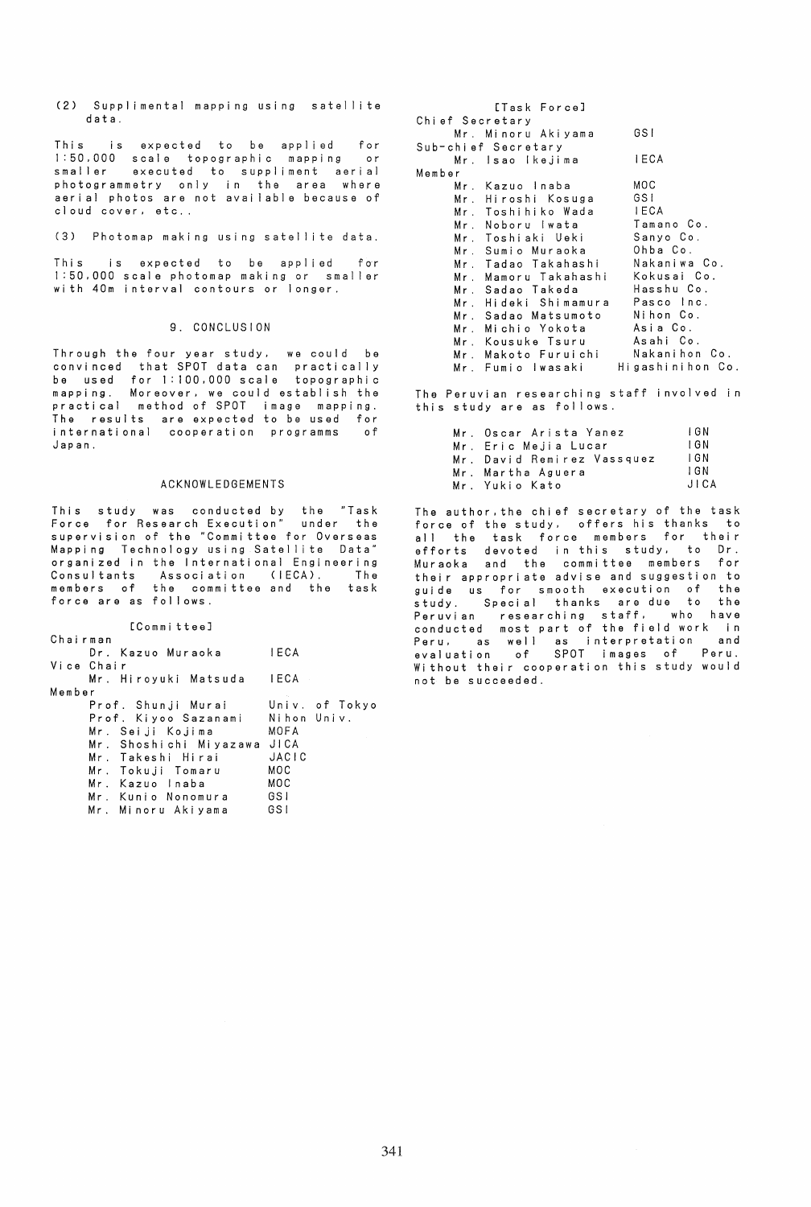(2) Supplimental mapping using satellite data.

This is expected to be applied for 1:50,000 scale topographic mapping or smaller executed to suppliment aerial photogrammetry only in the area where aerial photos are not available because of cloud cover, etc..

(3) Photomap making using satellite data.

This is expected to be applied for 1:50,000 scale photomap making or smaller with 40m interval contours or longer.

## 9. CONCLUSION

Through the four year study, we could be convinced that SPOT data can practically be used for 1:100,000 scale topographic mapping. Moreover, we could establish the practical method of SPOT image mapping. The results are expected to be used for international cooperation programms of Japan.

## ACKNOWLEDGEMENTS

This study was conducted by the "Task Force for Research Execution" under the supervision of the "Committee for Overseas Mapping Technology using Satellite Data" organized in the International Engineering Consultants Association (IECA). The members of the committee and the task force are as follows.

[Committee]

Chairman
- Dr. Kazuo Muraoka — IECA

Vice Chair
- Mr. Hiroyuki Matsuda — IECA

Member
- Prof. Shunji Murai — Univ. of Tokyo
- Prof. Kiyoo Sazanami — Nihon Univ.
- Mr. Seiji Kojima — MOFA
- Mr. Shoshichi Miyazawa — JICA
- Mr. Takeshi Hirai — JACIC
- Mr. Tokuji Tomaru — MOC
- Mr. Kazuo Inaba — MOC
- Mr. Kunio Nonomura — GSI
- Mr. Minoru Akiyama — GSI

[Task Force]

Chief Secretary
- Mr. Minoru Akiyama — GSI

Sub-chief Secretary
- Mr. Isao Ikejima — IECA

Member
- Mr. Kazuo Inaba — MOC
- Mr. Hiroshi Kosuga — GSI
- Mr. Toshihiko Wada — IECA
- Mr. Noboru Iwata — Tamano Co.
- Mr. Toshiaki Ueki — Sanyo Co.
- Mr. Sumio Muraoka — Ohba Co.
- Mr. Tadao Takahashi — Nakaniwa Co.
- Mr. Mamoru Takahashi — Kokusai Co.
- Mr. Sadao Takeda — Hasshu Co.
- Mr. Hideki Shimamura — Pasco Inc.
- Mr. Sadao Matsumoto — Nihon Co.
- Mr. Michio Yokota — Asia Co.
- Mr. Kousuke Tsuru — Asahi Co.
- Mr. Makoto Furuichi — Nakanihon Co.
- Mr. Fumio Iwasaki — Higashinihon Co.

The Peruvian researching staff involved in this study are as follows.

- Mr. Oscar Arista Yanez — IGN
- Mr. Eric Mejia Lucar — IGN
- Mr. David Remirez Vassquez — IGN
- Mr. Martha Aguera — IGN
- Mr. Yukio Kato — JICA

The author, the chief secretary of the task force of the study, offers his thanks to all the task force members for their efforts devoted in this study, to Dr. Muraoka and the committee members for their appropriate advise and suggestion to guide us for smooth execution of the study. Special thanks are due to the Peruvian researching staff, who have conducted most part of the field work in Peru, as well as interpretation and evaluation of SPOT images of Peru. Without their cooperation this study would not be succeeded.